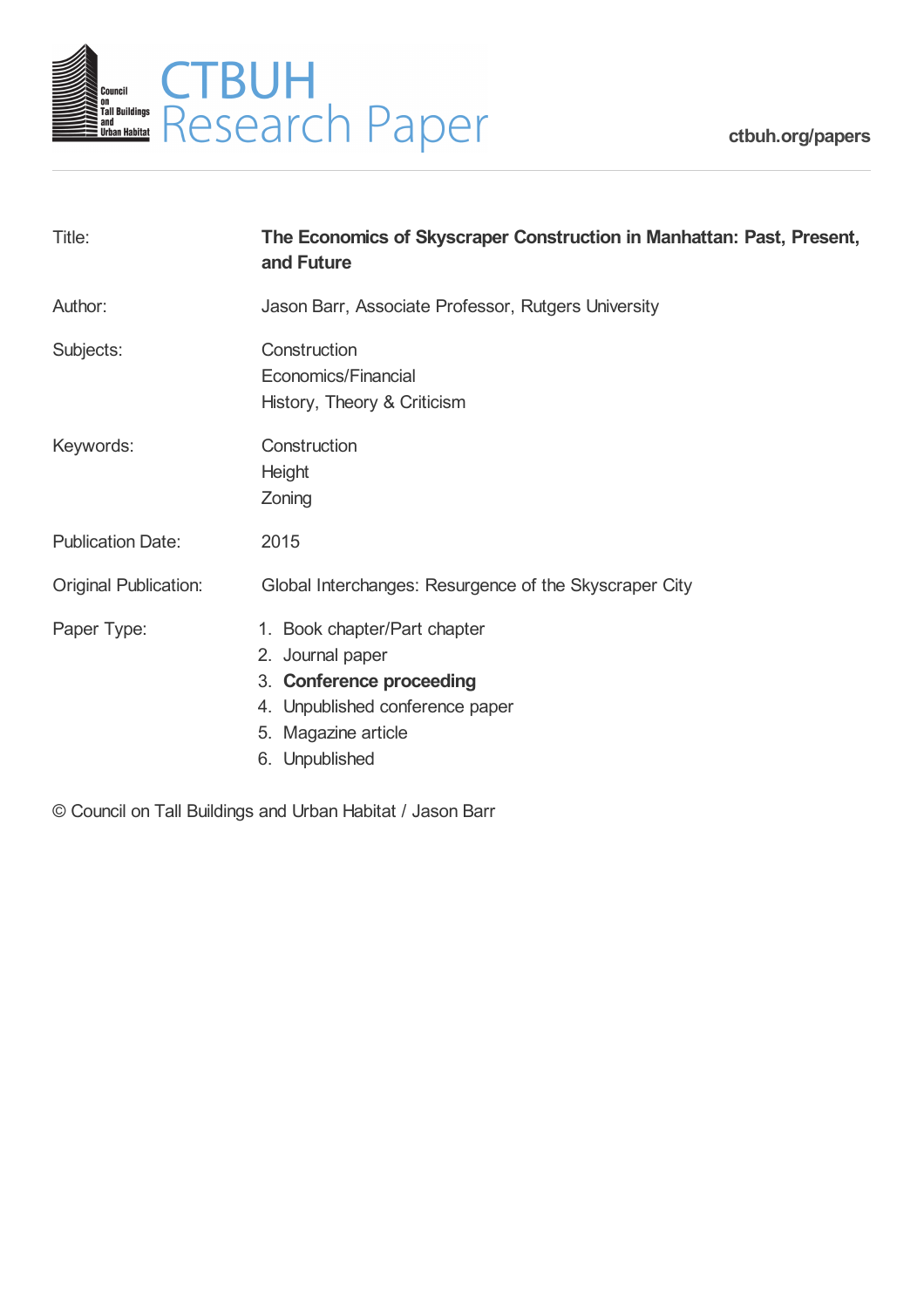# CTBUH Research Paper

ctbuh.org/papers

| | |
|---|---|
| Title: | **The Economics of Skyscraper Construction in Manhattan: Past, Present, and Future** |
| Author: | Jason Barr, Associate Professor, Rutgers University |
| Subjects: | Construction<br>Economics/Financial<br>History, Theory & Criticism |
| Keywords: | Construction<br>Height<br>Zoning |
| Publication Date: | 2015 |
| Original Publication: | Global Interchanges: Resurgence of the Skyscraper City |
| Paper Type: | 1. Book chapter/Part chapter<br>2. Journal paper<br>3. **Conference proceeding**<br>4. Unpublished conference paper<br>5. Magazine article<br>6. Unpublished |

© Council on Tall Buildings and Urban Habitat / Jason Barr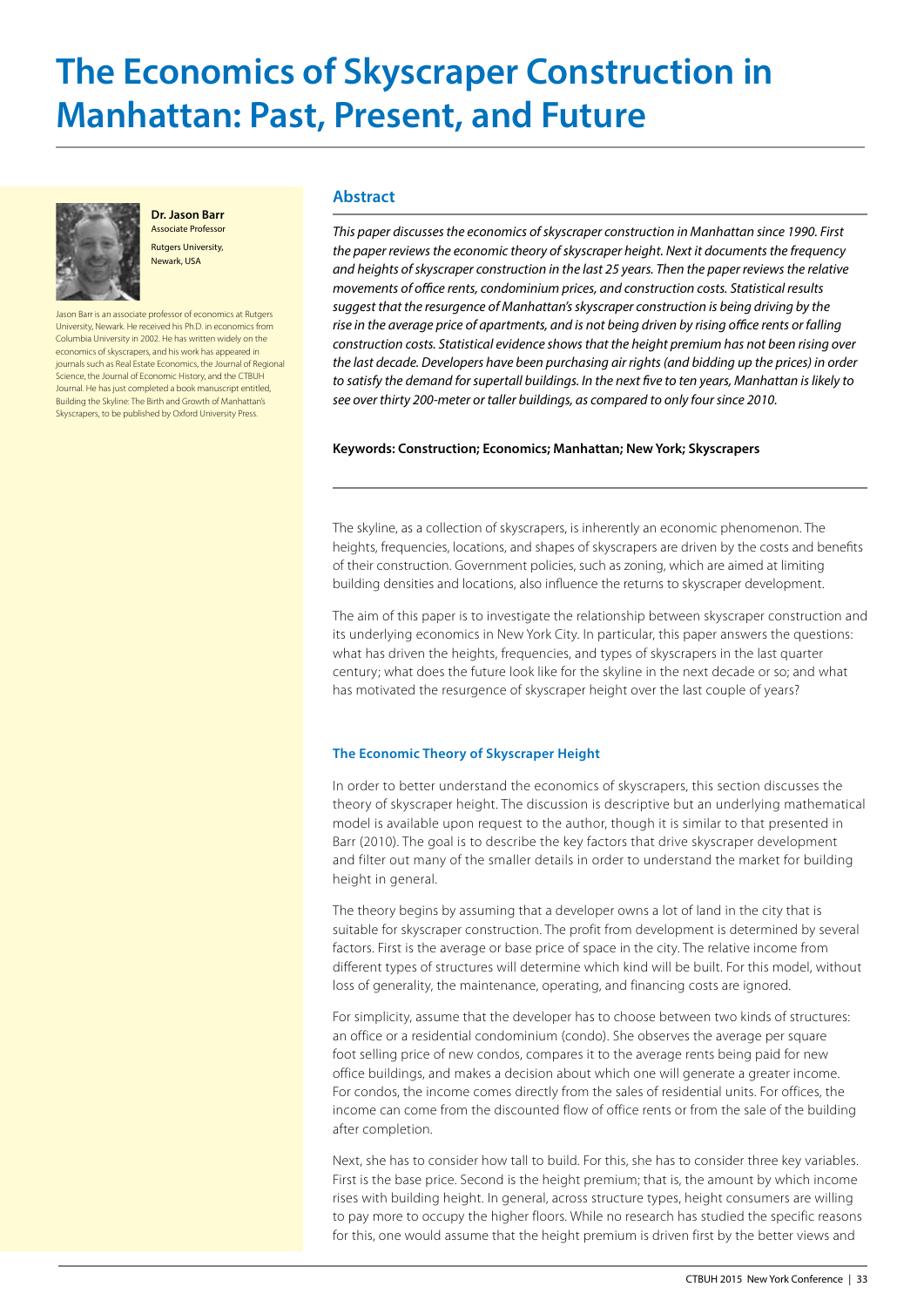# The Economics of Skyscraper Construction in Manhattan: Past, Present, and Future

**Dr. Jason Barr**
Associate Professor
Rutgers University,
Newark, USA

Jason Barr is an associate professor of economics at Rutgers University, Newark. He received his Ph.D. in economics from Columbia University in 2002. He has written widely on the economics of skyscrapers, and his work has appeared in journals such as Real Estate Economics, the Journal of Regional Science, the Journal of Economic History, and the CTBUH Journal. He has just completed a book manuscript entitled, Building the Skyline: The Birth and Growth of Manhattan's Skyscrapers, to be published by Oxford University Press.

## Abstract

*This paper discusses the economics of skyscraper construction in Manhattan since 1990. First the paper reviews the economic theory of skyscraper height. Next it documents the frequency and heights of skyscraper construction in the last 25 years. Then the paper reviews the relative movements of office rents, condominium prices, and construction costs. Statistical results suggest that the resurgence of Manhattan's skyscraper construction is being driving by the rise in the average price of apartments, and is not being driven by rising office rents or falling construction costs. Statistical evidence shows that the height premium has not been rising over the last decade. Developers have been purchasing air rights (and bidding up the prices) in order to satisfy the demand for supertall buildings. In the next five to ten years, Manhattan is likely to see over thirty 200-meter or taller buildings, as compared to only four since 2010.*

**Keywords: Construction; Economics; Manhattan; New York; Skyscrapers**

The skyline, as a collection of skyscrapers, is inherently an economic phenomenon. The heights, frequencies, locations, and shapes of skyscrapers are driven by the costs and benefits of their construction. Government policies, such as zoning, which are aimed at limiting building densities and locations, also influence the returns to skyscraper development.

The aim of this paper is to investigate the relationship between skyscraper construction and its underlying economics in New York City. In particular, this paper answers the questions: what has driven the heights, frequencies, and types of skyscrapers in the last quarter century; what does the future look like for the skyline in the next decade or so; and what has motivated the resurgence of skyscraper height over the last couple of years?

### The Economic Theory of Skyscraper Height

In order to better understand the economics of skyscrapers, this section discusses the theory of skyscraper height. The discussion is descriptive but an underlying mathematical model is available upon request to the author, though it is similar to that presented in Barr (2010). The goal is to describe the key factors that drive skyscraper development and filter out many of the smaller details in order to understand the market for building height in general.

The theory begins by assuming that a developer owns a lot of land in the city that is suitable for skyscraper construction. The profit from development is determined by several factors. First is the average or base price of space in the city. The relative income from different types of structures will determine which kind will be built. For this model, without loss of generality, the maintenance, operating, and financing costs are ignored.

For simplicity, assume that the developer has to choose between two kinds of structures: an office or a residential condominium (condo). She observes the average per square foot selling price of new condos, compares it to the average rents being paid for new office buildings, and makes a decision about which one will generate a greater income. For condos, the income comes directly from the sales of residential units. For offices, the income can come from the discounted flow of office rents or from the sale of the building after completion.

Next, she has to consider how tall to build. For this, she has to consider three key variables. First is the base price. Second is the height premium; that is, the amount by which income rises with building height. In general, across structure types, height consumers are willing to pay more to occupy the higher floors. While no research has studied the specific reasons for this, one would assume that the height premium is driven first by the better views and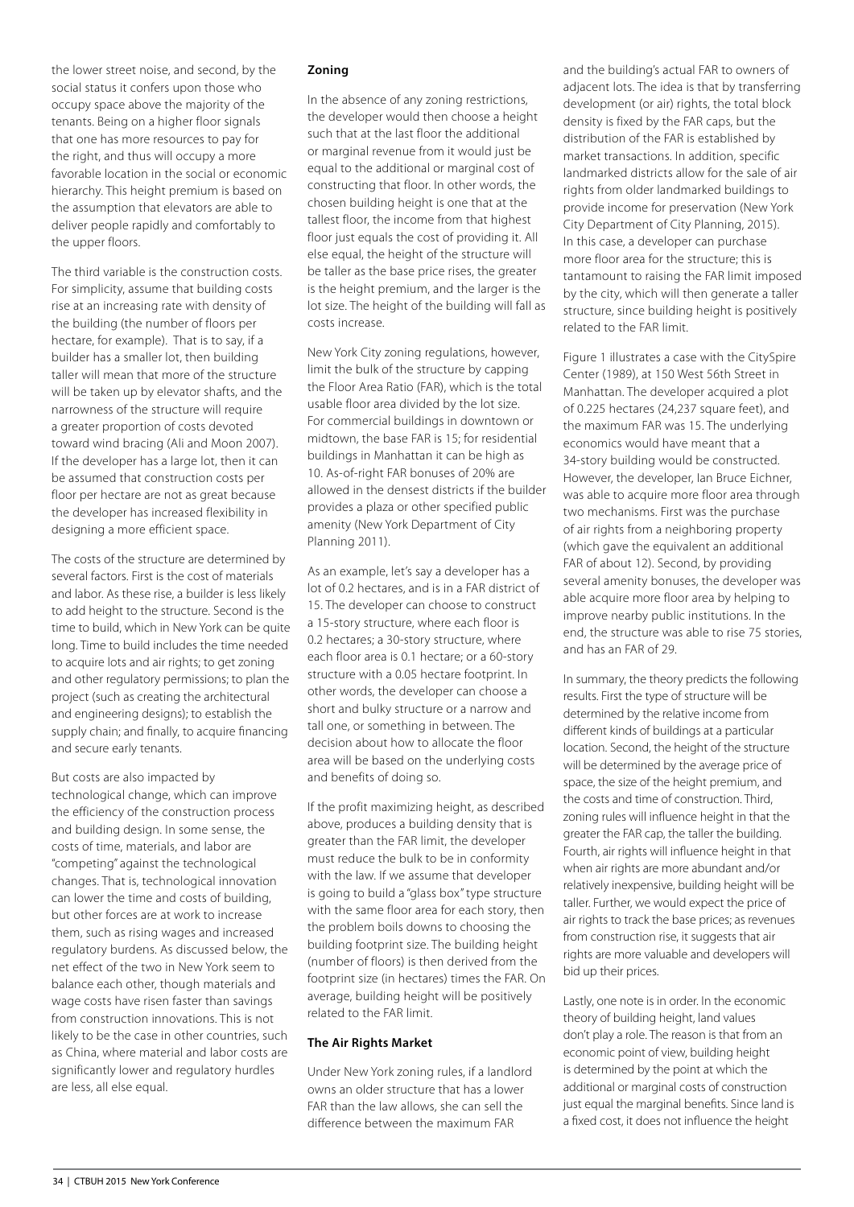the lower street noise, and second, by the social status it confers upon those who occupy space above the majority of the tenants. Being on a higher floor signals that one has more resources to pay for the right, and thus will occupy a more favorable location in the social or economic hierarchy. This height premium is based on the assumption that elevators are able to deliver people rapidly and comfortably to the upper floors.

The third variable is the construction costs. For simplicity, assume that building costs rise at an increasing rate with density of the building (the number of floors per hectare, for example). That is to say, if a builder has a smaller lot, then building taller will mean that more of the structure will be taken up by elevator shafts, and the narrowness of the structure will require a greater proportion of costs devoted toward wind bracing (Ali and Moon 2007). If the developer has a large lot, then it can be assumed that construction costs per floor per hectare are not as great because the developer has increased flexibility in designing a more efficient space.

The costs of the structure are determined by several factors. First is the cost of materials and labor. As these rise, a builder is less likely to add height to the structure. Second is the time to build, which in New York can be quite long. Time to build includes the time needed to acquire lots and air rights; to get zoning and other regulatory permissions; to plan the project (such as creating the architectural and engineering designs); to establish the supply chain; and finally, to acquire financing and secure early tenants.

But costs are also impacted by technological change, which can improve the efficiency of the construction process and building design. In some sense, the costs of time, materials, and labor are "competing" against the technological changes. That is, technological innovation can lower the time and costs of building, but other forces are at work to increase them, such as rising wages and increased regulatory burdens. As discussed below, the net effect of the two in New York seem to balance each other, though materials and wage costs have risen faster than savings from construction innovations. This is not likely to be the case in other countries, such as China, where material and labor costs are significantly lower and regulatory hurdles are less, all else equal.

**Zoning**

In the absence of any zoning restrictions, the developer would then choose a height such that at the last floor the additional or marginal revenue from it would just be equal to the additional or marginal cost of constructing that floor. In other words, the chosen building height is one that at the tallest floor, the income from that highest floor just equals the cost of providing it. All else equal, the height of the structure will be taller as the base price rises, the greater is the height premium, and the larger is the lot size. The height of the building will fall as costs increase.

New York City zoning regulations, however, limit the bulk of the structure by capping the Floor Area Ratio (FAR), which is the total usable floor area divided by the lot size. For commercial buildings in downtown or midtown, the base FAR is 15; for residential buildings in Manhattan it can be high as 10. As-of-right FAR bonuses of 20% are allowed in the densest districts if the builder provides a plaza or other specified public amenity (New York Department of City Planning 2011).

As an example, let's say a developer has a lot of 0.2 hectares, and is in a FAR district of 15. The developer can choose to construct a 15-story structure, where each floor is 0.2 hectares; a 30-story structure, where each floor area is 0.1 hectare; or a 60-story structure with a 0.05 hectare footprint. In other words, the developer can choose a short and bulky structure or a narrow and tall one, or something in between. The decision about how to allocate the floor area will be based on the underlying costs and benefits of doing so.

If the profit maximizing height, as described above, produces a building density that is greater than the FAR limit, the developer must reduce the bulk to be in conformity with the law. If we assume that developer is going to build a "glass box" type structure with the same floor area for each story, then the problem boils downs to choosing the building footprint size. The building height (number of floors) is then derived from the footprint size (in hectares) times the FAR. On average, building height will be positively related to the FAR limit.

**The Air Rights Market**

Under New York zoning rules, if a landlord owns an older structure that has a lower FAR than the law allows, she can sell the difference between the maximum FAR and the building's actual FAR to owners of adjacent lots. The idea is that by transferring development (or air) rights, the total block density is fixed by the FAR caps, but the distribution of the FAR is established by market transactions. In addition, specific landmarked districts allow for the sale of air rights from older landmarked buildings to provide income for preservation (New York City Department of City Planning, 2015). In this case, a developer can purchase more floor area for the structure; this is tantamount to raising the FAR limit imposed by the city, which will then generate a taller structure, since building height is positively related to the FAR limit.

Figure 1 illustrates a case with the CitySpire Center (1989), at 150 West 56th Street in Manhattan. The developer acquired a plot of 0.225 hectares (24,237 square feet), and the maximum FAR was 15. The underlying economics would have meant that a 34-story building would be constructed. However, the developer, Ian Bruce Eichner, was able to acquire more floor area through two mechanisms. First was the purchase of air rights from a neighboring property (which gave the equivalent an additional FAR of about 12). Second, by providing several amenity bonuses, the developer was able acquire more floor area by helping to improve nearby public institutions. In the end, the structure was able to rise 75 stories, and has an FAR of 29.

In summary, the theory predicts the following results. First the type of structure will be determined by the relative income from different kinds of buildings at a particular location. Second, the height of the structure will be determined by the average price of space, the size of the height premium, and the costs and time of construction. Third, zoning rules will influence height in that the greater the FAR cap, the taller the building. Fourth, air rights will influence height in that when air rights are more abundant and/or relatively inexpensive, building height will be taller. Further, we would expect the price of air rights to track the base prices; as revenues from construction rise, it suggests that air rights are more valuable and developers will bid up their prices.

Lastly, one note is in order. In the economic theory of building height, land values don't play a role. The reason is that from an economic point of view, building height is determined by the point at which the additional or marginal costs of construction just equal the marginal benefits. Since land is a fixed cost, it does not influence the height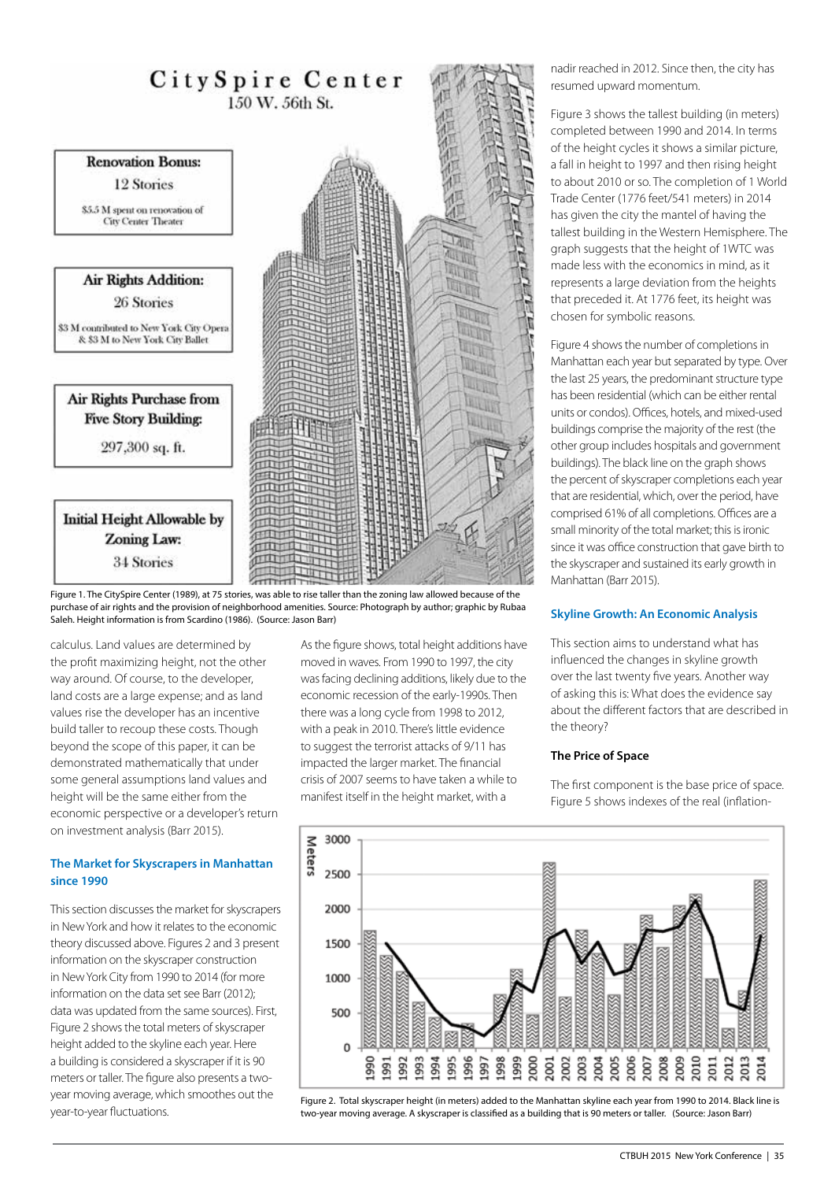Figure 1. The CitySpire Center (1989), at 75 stories, was able to rise taller than the zoning law allowed because of the purchase of air rights and the provision of neighborhood amenities. Source: Photograph by author; graphic by Rubaa Saleh. Height information is from Scardino (1986). (Source: Jason Barr)

calculus. Land values are determined by the profit maximizing height, not the other way around. Of course, to the developer, land costs are a large expense; and as land values rise the developer has an incentive build taller to recoup these costs. Though beyond the scope of this paper, it can be demonstrated mathematically that under some general assumptions land values and height will be the same either from the economic perspective or a developer's return on investment analysis (Barr 2015).

## The Market for Skyscrapers in Manhattan since 1990

This section discusses the market for skyscrapers in New York and how it relates to the economic theory discussed above. Figures 2 and 3 present information on the skyscraper construction in New York City from 1990 to 2014 (for more information on the data set see Barr (2012); data was updated from the same sources). First, Figure 2 shows the total meters of skyscraper height added to the skyline each year. Here a building is considered a skyscraper if it is 90 meters or taller. The figure also presents a two-year moving average, which smoothes out the year-to-year fluctuations.

As the figure shows, total height additions have moved in waves. From 1990 to 1997, the city was facing declining additions, likely due to the economic recession of the early-1990s. Then there was a long cycle from 1998 to 2012, with a peak in 2010. There's little evidence to suggest the terrorist attacks of 9/11 has impacted the larger market. The financial crisis of 2007 seems to have taken a while to manifest itself in the height market, with a nadir reached in 2012. Since then, the city has resumed upward momentum.

Figure 3 shows the tallest building (in meters) completed between 1990 and 2014. In terms of the height cycles it shows a similar picture, a fall in height to 1997 and then rising height to about 2010 or so. The completion of 1 World Trade Center (1776 feet/541 meters) in 2014 has given the city the mantel of having the tallest building in the Western Hemisphere. The graph suggests that the height of 1WTC was made less with the economics in mind, as it represents a large deviation from the heights that preceded it. At 1776 feet, its height was chosen for symbolic reasons.

Figure 4 shows the number of completions in Manhattan each year but separated by type. Over the last 25 years, the predominant structure type has been residential (which can be either rental units or condos). Offices, hotels, and mixed-used buildings comprise the majority of the rest (the other group includes hospitals and government buildings). The black line on the graph shows the percent of skyscraper completions each year that are residential, which, over the period, have comprised 61% of all completions. Offices are a small minority of the total market; this is ironic since it was office construction that gave birth to the skyscraper and sustained its early growth in Manhattan (Barr 2015).

## Skyline Growth: An Economic Analysis

This section aims to understand what has influenced the changes in skyline growth over the last twenty five years. Another way of asking this is: What does the evidence say about the different factors that are described in the theory?

### The Price of Space

The first component is the base price of space. Figure 5 shows indexes of the real (inflation-

Figure 2. Total skyscraper height (in meters) added to the Manhattan skyline each year from 1990 to 2014. Black line is two-year moving average. A skyscraper is classified as a building that is 90 meters or taller. (Source: Jason Barr)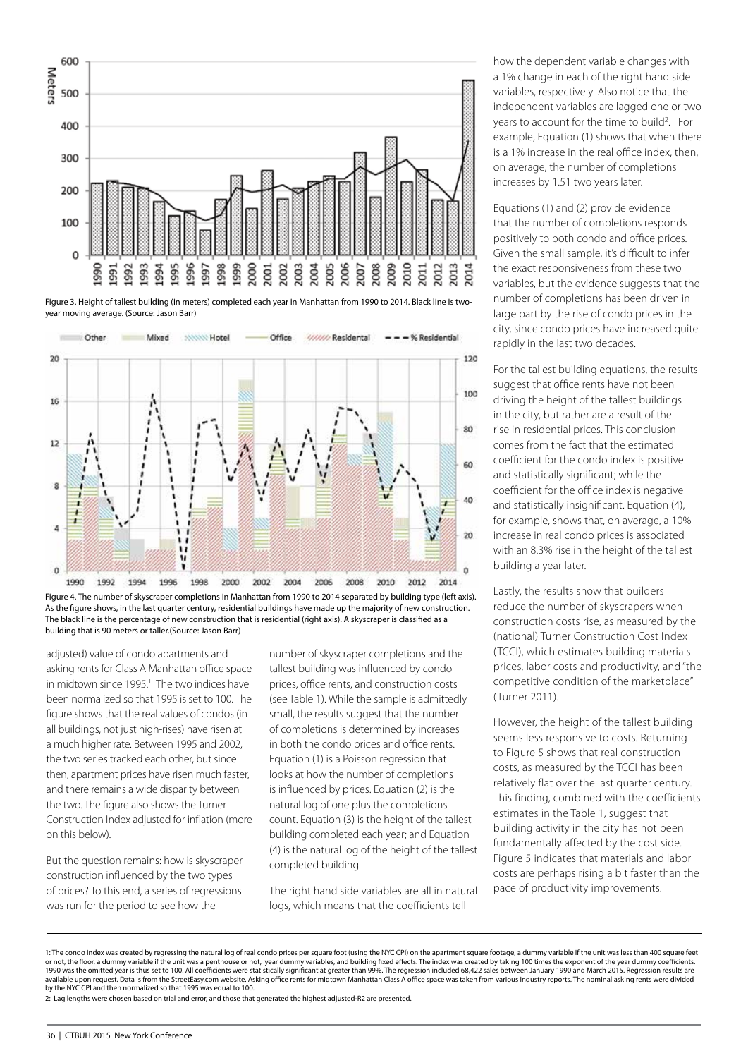Figure 3. Height of tallest building (in meters) completed each year in Manhattan from 1990 to 2014. Black line is two-year moving average. (Source: Jason Barr)

Figure 4. The number of skyscraper completions in Manhattan from 1990 to 2014 separated by building type (left axis). As the figure shows, in the last quarter century, residential buildings have made up the majority of new construction. The black line is the percentage of new construction that is residential (right axis). A skyscraper is classified as a building that is 90 meters or taller.(Source: Jason Barr)

adjusted) value of condo apartments and asking rents for Class A Manhattan office space in midtown since 1995.[1] The two indices have been normalized so that 1995 is set to 100. The figure shows that the real values of condos (in all buildings, not just high-rises) have risen at a much higher rate. Between 1995 and 2002, the two series tracked each other, but since then, apartment prices have risen much faster, and there remains a wide disparity between the two. The figure also shows the Turner Construction Index adjusted for inflation (more on this below).

But the question remains: how is skyscraper construction influenced by the two types of prices? To this end, a series of regressions was run for the period to see how the number of skyscraper completions and the tallest building was influenced by condo prices, office rents, and construction costs (see Table 1). While the sample is admittedly small, the results suggest that the number of completions is determined by increases in both the condo prices and office rents. Equation (1) is a Poisson regression that looks at how the number of completions is influenced by prices. Equation (2) is the natural log of one plus the completions count. Equation (3) is the height of the tallest building completed each year; and Equation (4) is the natural log of the height of the tallest completed building.

The right hand side variables are all in natural logs, which means that the coefficients tell how the dependent variable changes with a 1% change in each of the right hand side variables, respectively. Also notice that the independent variables are lagged one or two years to account for the time to build[2]. For example, Equation (1) shows that when there is a 1% increase in the real office index, then, on average, the number of completions increases by 1.51 two years later.

Equations (1) and (2) provide evidence that the number of completions responds positively to both condo and office prices. Given the small sample, it's difficult to infer the exact responsiveness from these two variables, but the evidence suggests that the number of completions has been driven in large part by the rise of condo prices in the city, since condo prices have increased quite rapidly in the last two decades.

For the tallest building equations, the results suggest that office rents have not been driving the height of the tallest buildings in the city, but rather are a result of the rise in residential prices. This conclusion comes from the fact that the estimated coefficient for the condo index is positive and statistically significant; while the coefficient for the office index is negative and statistically insignificant. Equation (4), for example, shows that, on average, a 10% increase in real condo prices is associated with an 8.3% rise in the height of the tallest building a year later.

Lastly, the results show that builders reduce the number of skyscrapers when construction costs rise, as measured by the (national) Turner Construction Cost Index (TCCI), which estimates building materials prices, labor costs and productivity, and "the competitive condition of the marketplace" (Turner 2011).

However, the height of the tallest building seems less responsive to costs. Returning to Figure 5 shows that real construction costs, as measured by the TCCI has been relatively flat over the last quarter century. This finding, combined with the coefficients estimates in the Table 1, suggest that building activity in the city has not been fundamentally affected by the cost side. Figure 5 indicates that materials and labor costs are perhaps rising a bit faster than the pace of productivity improvements.

1: The condo index was created by regressing the natural log of real condo prices per square foot (using the NYC CPI) on the apartment square footage, a dummy variable if the unit was less than 400 square feet or not, the floor, a dummy variable if the unit was a penthouse or not, year dummy variables, and building fixed effects. The index was created by taking 100 times the exponent of the year dummy coefficients. 1990 was the omitted year is thus set to 100. All coefficients were statistically significant at greater than 99%. The regression included 68,422 sales between January 1990 and March 2015. Regression results are available upon request. Data is from the StreetEasy.com website. Asking office rents for midtown Manhattan Class A office space was taken from various industry reports. The nominal asking rents were divided by the NYC CPI and then normalized so that 1995 was equal to 100.

2: Lag lengths were chosen based on trial and error, and those that generated the highest adjusted-R2 are presented.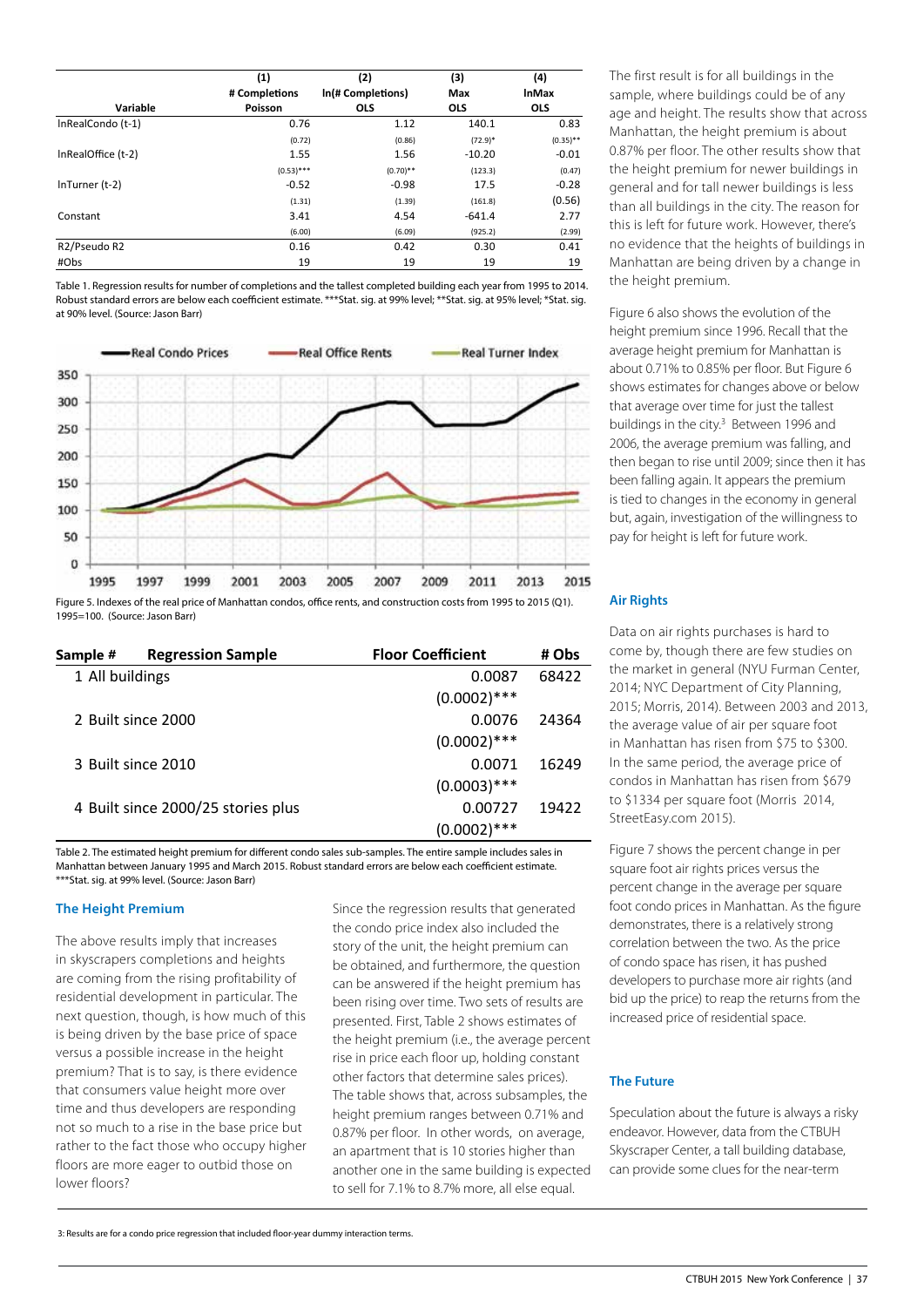| Variable | (1) # Completions Poisson | (2) ln(# Completions) OLS | (3) Max OLS | (4) lnMax OLS |
|---|---|---|---|---|
| lnRealCondo (t-1) | 0.76 | 1.12 | 140.1 | 0.83 |
| | (0.72) | (0.86) | (72.9)* | (0.35)** |
| lnRealOffice (t-2) | 1.55 | 1.56 | -10.20 | -0.01 |
| | (0.53)*** | (0.70)** | (123.3) | (0.47) |
| lnTurner (t-2) | -0.52 | -0.98 | 17.5 | -0.28 |
| | (1.31) | (1.39) | (161.8) | (0.56) |
| Constant | 3.41 | 4.54 | -641.4 | 2.77 |
| | (6.00) | (6.09) | (925.2) | (2.99) |
| R2/Pseudo R2 | 0.16 | 0.42 | 0.30 | 0.41 |
| #Obs | 19 | 19 | 19 | 19 |

Table 1. Regression results for number of completions and the tallest completed building each year from 1995 to 2014. Robust standard errors are below each coefficient estimate. ***Stat. sig. at 99% level; **Stat. sig. at 95% level; *Stat. sig. at 90% level. (Source: Jason Barr)

Figure 5. Indexes of the real price of Manhattan condos, office rents, and construction costs from 1995 to 2015 (Q1). 1995=100. (Source: Jason Barr)

| Sample # | Regression Sample | Floor Coefficient | # Obs |
|---|---|---|---|
| 1 | All buildings | 0.0087 | 68422 |
| | | (0.0002)*** | |
| 2 | Built since 2000 | 0.0076 | 24364 |
| | | (0.0002)*** | |
| 3 | Built since 2010 | 0.0071 | 16249 |
| | | (0.0003)*** | |
| 4 | Built since 2000/25 stories plus | 0.00727 | 19422 |
| | | (0.0002)*** | |

Table 2. The estimated height premium for different condo sales sub-samples. The entire sample includes sales in Manhattan between January 1995 and March 2015. Robust standard errors are below each coefficient estimate. ***Stat. sig. at 99% level. (Source: Jason Barr)

## The Height Premium

The above results imply that increases in skyscrapers completions and heights are coming from the rising profitability of residential development in particular. The next question, though, is how much of this is being driven by the base price of space versus a possible increase in the height premium? That is to say, is there evidence that consumers value height more over time and thus developers are responding not so much to a rise in the base price but rather to the fact those who occupy higher floors are more eager to outbid those on lower floors?

Since the regression results that generated the condo price index also included the story of the unit, the height premium can be obtained, and furthermore, the question can be answered if the height premium has been rising over time. Two sets of results are presented. First, Table 2 shows estimates of the height premium (i.e., the average percent rise in price each floor up, holding constant other factors that determine sales prices). The table shows that, across subsamples, the height premium ranges between 0.71% and 0.87% per floor. In other words, on average, an apartment that is 10 stories higher than another one in the same building is expected to sell for 7.1% to 8.7% more, all else equal.

The first result is for all buildings in the sample, where buildings could be of any age and height. The results show that across Manhattan, the height premium is about 0.87% per floor. The other results show that the height premium for newer buildings in general and for tall newer buildings is less than all buildings in the city. The reason for this is left for future work. However, there's no evidence that the heights of buildings in Manhattan are being driven by a change in the height premium.

Figure 6 also shows the evolution of the height premium since 1996. Recall that the average height premium for Manhattan is about 0.71% to 0.85% per floor. But Figure 6 shows estimates for changes above or below that average over time for just the tallest buildings in the city.[3] Between 1996 and 2006, the average premium was falling, and then began to rise until 2009; since then it has been falling again. It appears the premium is tied to changes in the economy in general but, again, investigation of the willingness to pay for height is left for future work.

## Air Rights

Data on air rights purchases is hard to come by, though there are few studies on the market in general (NYU Furman Center, 2014; NYC Department of City Planning, 2015; Morris, 2014). Between 2003 and 2013, the average value of air per square foot in Manhattan has risen from $75 to $300. In the same period, the average price of condos in Manhattan has risen from $679 to $1334 per square foot (Morris 2014, StreetEasy.com 2015).

Figure 7 shows the percent change in per square foot air rights prices versus the percent change in the average per square foot condo prices in Manhattan. As the figure demonstrates, there is a relatively strong correlation between the two. As the price of condo space has risen, it has pushed developers to purchase more air rights (and bid up the price) to reap the returns from the increased price of residential space.

## The Future

Speculation about the future is always a risky endeavor. However, data from the CTBUH Skyscraper Center, a tall building database, can provide some clues for the near-term

3: Results are for a condo price regression that included floor-year dummy interaction terms.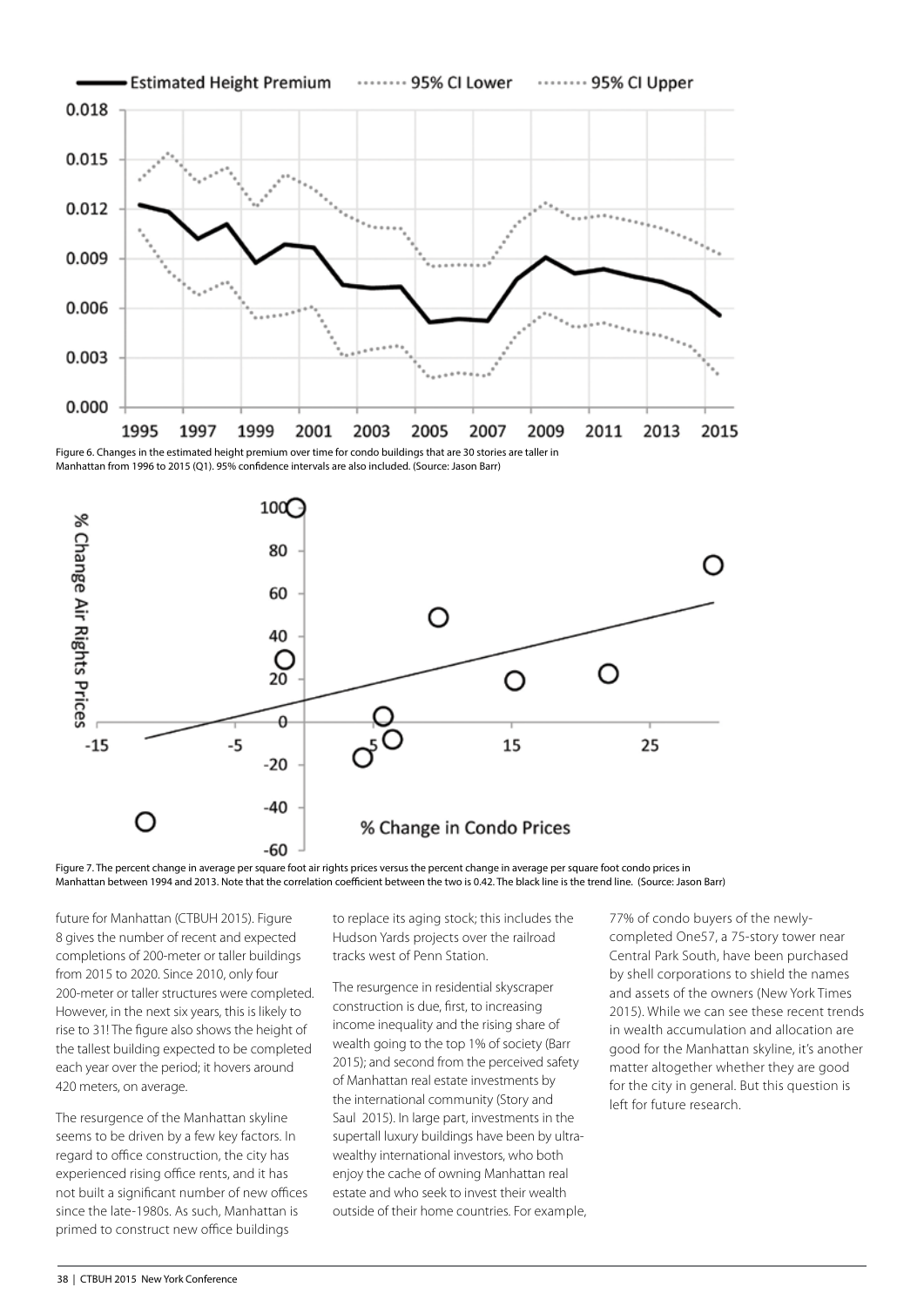Figure 6. Changes in the estimated height premium over time for condo buildings that are 30 stories are taller in Manhattan from 1996 to 2015 (Q1). 95% confidence intervals are also included. (Source: Jason Barr)

Figure 7. The percent change in average per square foot air rights prices versus the percent change in average per square foot condo prices in Manhattan between 1994 and 2013. Note that the correlation coefficient between the two is 0.42. The black line is the trend line. (Source: Jason Barr)

future for Manhattan (CTBUH 2015). Figure 8 gives the number of recent and expected completions of 200-meter or taller buildings from 2015 to 2020. Since 2010, only four 200-meter or taller structures were completed. However, in the next six years, this is likely to rise to 31! The figure also shows the height of the tallest building expected to be completed each year over the period; it hovers around 420 meters, on average.

The resurgence of the Manhattan skyline seems to be driven by a few key factors. In regard to office construction, the city has experienced rising office rents, and it has not built a significant number of new offices since the late-1980s. As such, Manhattan is primed to construct new office buildings to replace its aging stock; this includes the Hudson Yards projects over the railroad tracks west of Penn Station.

The resurgence in residential skyscraper construction is due, first, to increasing income inequality and the rising share of wealth going to the top 1% of society (Barr 2015); and second from the perceived safety of Manhattan real estate investments by the international community (Story and Saul 2015). In large part, investments in the supertall luxury buildings have been by ultra-wealthy international investors, who both enjoy the cache of owning Manhattan real estate and who seek to invest their wealth outside of their home countries. For example, 77% of condo buyers of the newly-completed One57, a 75-story tower near Central Park South, have been purchased by shell corporations to shield the names and assets of the owners (New York Times 2015). While we can see these recent trends in wealth accumulation and allocation are good for the Manhattan skyline, it's another matter altogether whether they are good for the city in general. But this question is left for future research.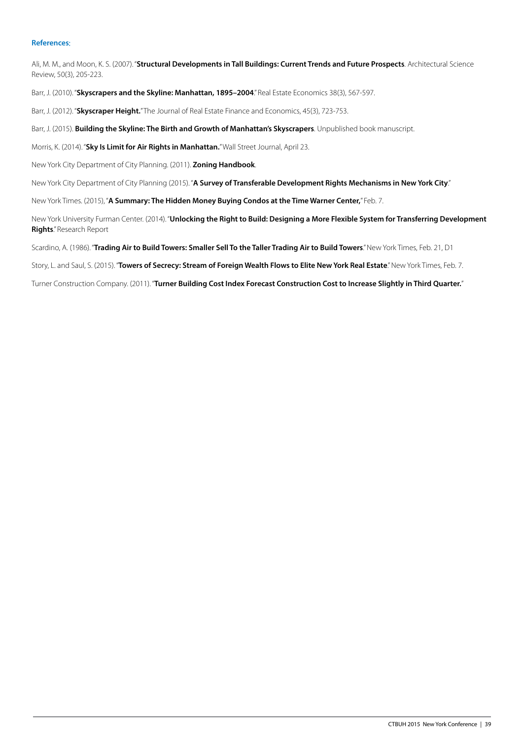**References**:

Ali, M. M., and Moon, K. S. (2007). "**Structural Developments in Tall Buildings: Current Trends and Future Prospects**. Architectural Science Review, 50(3), 205-223.

Barr, J. (2010). "**Skyscrapers and the Skyline: Manhattan, 1895–2004**." Real Estate Economics 38(3), 567-597.

Barr, J. (2012). "**Skyscraper Height.**" The Journal of Real Estate Finance and Economics, 45(3), 723-753.

Barr, J. (2015). **Building the Skyline: The Birth and Growth of Manhattan's Skyscrapers**. Unpublished book manuscript.

Morris, K. (2014). "**Sky Is Limit for Air Rights in Manhattan.**" Wall Street Journal, April 23.

New York City Department of City Planning. (2011). **Zoning Handbook**.

New York City Department of City Planning (2015). "**A Survey of Transferable Development Rights Mechanisms in New York City**."

New York Times. (2015), "**A Summary: The Hidden Money Buying Condos at the Time Warner Center,**" Feb. 7.

New York University Furman Center. (2014). "**Unlocking the Right to Build: Designing a More Flexible System for Transferring Development Rights**." Research Report

Scardino, A. (1986). "**Trading Air to Build Towers: Smaller Sell To the Taller Trading Air to Build Towers**." New York Times, Feb. 21, D1

Story, L. and Saul, S. (2015). "**Towers of Secrecy: Stream of Foreign Wealth Flows to Elite New York Real Estate**." New York Times, Feb. 7.

Turner Construction Company. (2011). "**Turner Building Cost Index Forecast Construction Cost to Increase Slightly in Third Quarter.**"